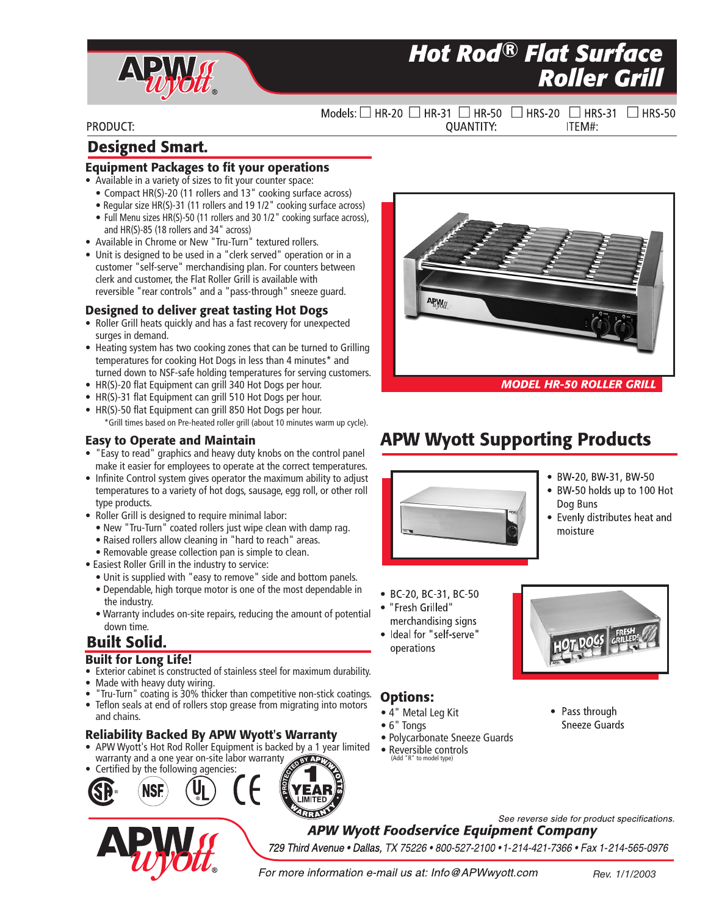# Hot Rod® Flat Surface Roller Grill

Models: ☐ HR-20 ☐ HR-31 ☐ HR-50 ☐ HRS-20 ☐ HRS-31 ☐ HRS-50

PRODUCT: QUANTITY: ITEM#:

## Designed Smart.

### Equipment Packages to fit your operations

- Available in a variety of sizes to fit your counter space:
  - Compact HR(S)-20 (11 rollers and 13" cooking surface across)
  - Regular size HR(S)-31 (11 rollers and 19 1/2" cooking surface across)
  - Full Menu sizes HR(S)-50 (11 rollers and 30 1/2" cooking surface across), and HR(S)-85 (18 rollers and 34" across)
- Available in Chrome or New "Tru-Turn" textured rollers.
- Unit is designed to be used in a "clerk served" operation or in a customer "self-serve" merchandising plan. For counters between clerk and customer, the Flat Roller Grill is available with reversible "rear controls" and a "pass-through" sneeze guard.

### Designed to deliver great tasting Hot Dogs

- Roller Grill heats quickly and has a fast recovery for unexpected surges in demand.
- Heating system has two cooking zones that can be turned to Grilling temperatures for cooking Hot Dogs in less than 4 minutes* and turned down to NSF-safe holding temperatures for serving customers.
- HR(S)-20 flat Equipment can grill 340 Hot Dogs per hour.
- HR(S)-31 flat Equipment can grill 510 Hot Dogs per hour.
- HR(S)-50 flat Equipment can grill 850 Hot Dogs per hour.

*Grill times based on Pre-heated roller grill (about 10 minutes warm up cycle).

### Easy to Operate and Maintain

- "Easy to read" graphics and heavy duty knobs on the control panel make it easier for employees to operate at the correct temperatures.
- Infinite Control system gives operator the maximum ability to adjust temperatures to a variety of hot dogs, sausage, egg roll, or other roll type products.
- Roller Grill is designed to require minimal labor:
  - New "Tru-Turn" coated rollers just wipe clean with damp rag.
  - Raised rollers allow cleaning in "hard to reach" areas.
  - Removable grease collection pan is simple to clean.
- Easiest Roller Grill in the industry to service:
  - Unit is supplied with "easy to remove" side and bottom panels.
  - Dependable, high torque motor is one of the most dependable in the industry.
  - Warranty includes on-site repairs, reducing the amount of potential down time.

## Built Solid.

### Built for Long Life!

- Exterior cabinet is constructed of stainless steel for maximum durability.
- Made with heavy duty wiring.
- "Tru-Turn" coating is 30% thicker than competitive non-stick coatings.
- Teflon seals at end of rollers stop grease from migrating into motors and chains.

### Reliability Backed By APW Wyott's Warranty

- APW Wyott's Hot Rod Roller Equipment is backed by a 1 year limited warranty and a one year on-site labor warranty
- Certified by the following agencies:

MODEL HR-50 ROLLER GRILL

## APW Wyott Supporting Products

- BW-20, BW-31, BW-50
- BW-50 holds up to 100 Hot Dog Buns
- Evenly distributes heat and moisture

- BC-20, BC-31, BC-50
- "Fresh Grilled" merchandising signs
- Ideal for "self-serve" operations

## Options:

- 4" Metal Leg Kit
- 6" Tongs
- Polycarbonate Sneeze Guards
- Reversible controls (Add "R" to model type)
- Pass through Sneeze Guards

See reverse side for product specifications.

**APW Wyott Foodservice Equipment Company**

729 Third Avenue • Dallas, TX 75226 • 800-527-2100 • 1-214-421-7366 • Fax 1-214-565-0976

For more information e-mail us at: Info@APWwyott.com

Rev. 1/1/2003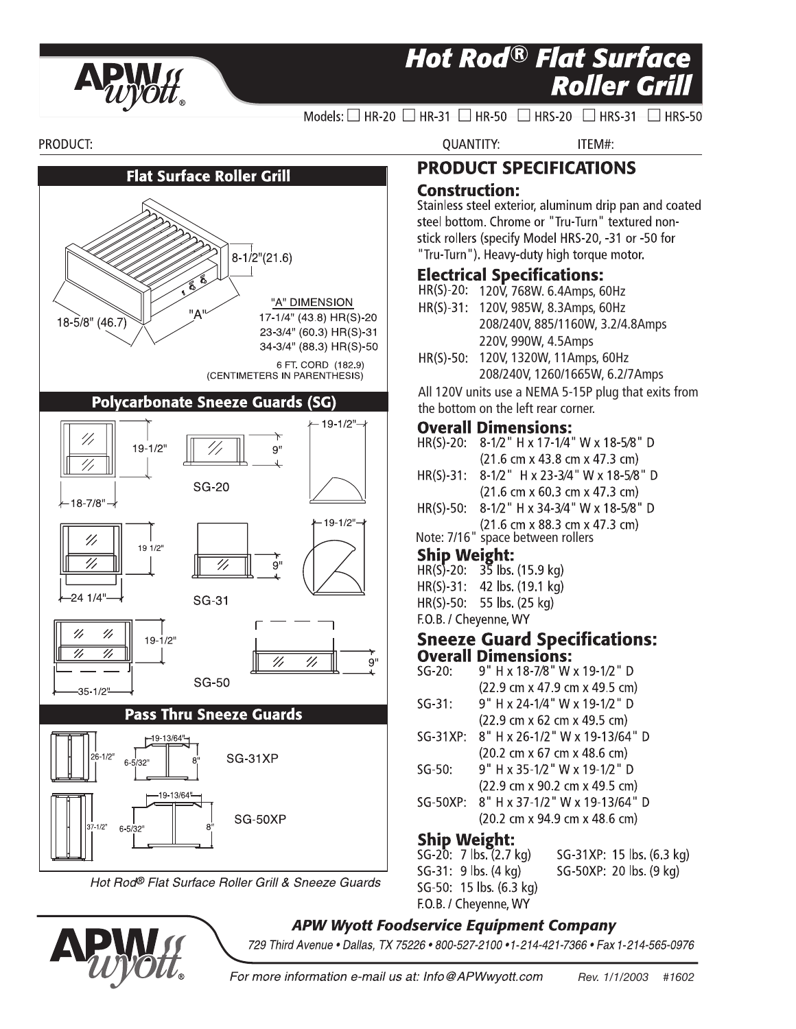# Hot Rod® Flat Surface Roller Grill

Models: ☐ HR-20 ☐ HR-31 ☐ HR-50 ☐ HRS-20 ☐ HRS-31 ☐ HRS-50

PRODUCT: QUANTITY: ITEM#:

## Flat Surface Roller Grill

8-1/2"(21.6)

18-5/8" (46.7)

"A"

"A" DIMENSION
17-1/4" (43.8) HR(S)-20
23-3/4" (60.3) HR(S)-31
34-3/4" (88.3) HR(S)-50

6 FT. CORD (182.9)
(CENTIMETERS IN PARENTHESIS)

## Polycarbonate Sneeze Guards (SG)

SG-20: 19-1/2", 18-7/8", 9", 19-1/2"

SG-31: 19 1/2", 24 1/4", 9", 19-1/2"

SG-50: 19-1/2", 35-1/2", 9"

## Pass Thru Sneeze Guards

SG-31XP: 26-1/2", 19-13/64", 6-5/32", 8"

SG-50XP: 37-1/2", 19-13/64", 6-5/32", 8"

*Hot Rod® Flat Surface Roller Grill & Sneeze Guards*

## PRODUCT SPECIFICATIONS

### Construction:

Stainless steel exterior, aluminum drip pan and coated steel bottom. Chrome or "Tru-Turn" textured non-stick rollers (specify Model HRS-20, -31 or -50 for "Tru-Turn"). Heavy-duty high torque motor.

### Electrical Specifications:

HR(S)-20: 120V, 768W. 6.4Amps, 60Hz
HR(S)-31: 120V, 985W, 8.3Amps, 60Hz
208/240V, 885/1160W, 3.2/4.8Amps
220V, 990W, 4.5Amps
HR(S)-50: 120V, 1320W, 11Amps, 60Hz
208/240V, 1260/1665W, 6.2/7Amps

All 120V units use a NEMA 5-15P plug that exits from the bottom on the left rear corner.

### Overall Dimensions:

HR(S)-20: 8-1/2" H x 17-1/4" W x 18-5/8" D
(21.6 cm x 43.8 cm x 47.3 cm)
HR(S)-31: 8-1/2" H x 23-3/4" W x 18-5/8" D
(21.6 cm x 60.3 cm x 47.3 cm)
HR(S)-50: 8-1/2" H x 34-3/4" W x 18-5/8" D
(21.6 cm x 88.3 cm x 47.3 cm)
Note: 7/16" space between rollers

### Ship Weight:

HR(S)-20: 35 lbs. (15.9 kg)
HR(S)-31: 42 lbs. (19.1 kg)
HR(S)-50: 55 lbs. (25 kg)
F.O.B. / Cheyenne, WY

### Sneeze Guard Specifications:

#### Overall Dimensions:

SG-20: 9" H x 18-7/8" W x 19-1/2" D
(22.9 cm x 47.9 cm x 49.5 cm)
SG-31: 9" H x 24-1/4" W x 19-1/2" D
(22.9 cm x 62 cm x 49.5 cm)
SG-31XP: 8" H x 26-1/2" W x 19-13/64" D
(20.2 cm x 67 cm x 48.6 cm)
SG-50: 9" H x 35-1/2" W x 19-1/2" D
(22.9 cm x 90.2 cm x 49.5 cm)
SG-50XP: 8" H x 37-1/2" W x 19-13/64" D
(20.2 cm x 94.9 cm x 48.6 cm)

### Ship Weight:

SG-20: 7 lbs. (2.7 kg)
SG-31: 9 lbs. (4 kg)
SG-50: 15 lbs. (6.3 kg)
SG-31XP: 15 lbs. (6.3 kg)
SG-50XP: 20 lbs. (9 kg)
F.O.B. / Cheyenne, WY

***APW Wyott Foodservice Equipment Company***

*729 Third Avenue • Dallas, TX 75226 • 800-527-2100 • 1-214-421-7366 • Fax 1-214-565-0976*

*For more information e-mail us at: Info@APWwyott.com*

*Rev. 1/1/2003 #1602*